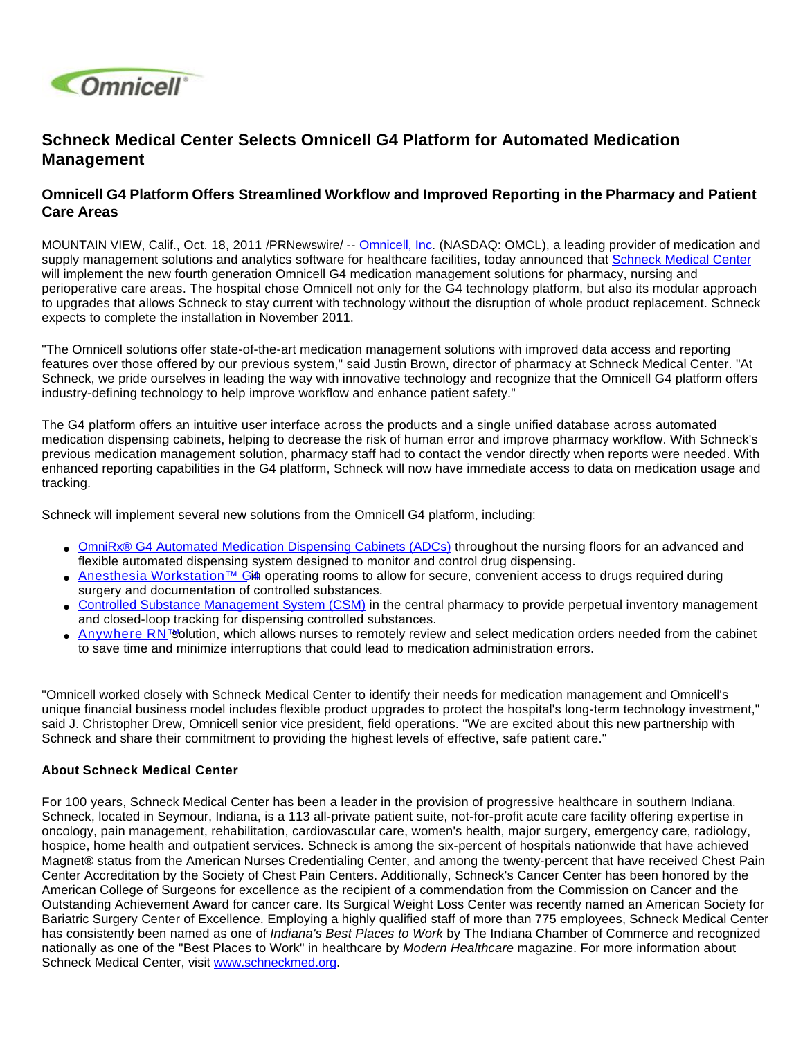# Schneck Medical Center Selects Omnicell G4 Platform for Automated Medication Management

## Omnicell G4 Platform Offers Streamlined Workflow and Improved Reporting in the Pharmacy and Patient Care Areas

MOUNTAIN VIEW, Calif., Oct. 18, 2011 /PRNewswire/ -- Omnicell, Inc. (NASDAQ: OMCL), a leading provider of medication and supply management solutions and analytics software for healthcare facilities, today announced that Schneck Medical Center will implement the new fourth generation Omnicell G4 medication management solutions for pharmacy, nursing and perioperative care areas. The hospital chose Omnicell not only for the G4 technology platform, but also its modular approach to upgrades that allows Schneck to stay current with technology without the disruption of whole product replacement. Schneck expects to complete the installation in November 2011.

"The Omnicell solutions offer state-of-the-art medication management solutions with improved data access and reporting features over those offered by our previous system," said Justin Brown, director of pharmacy at Schneck Medical Center. "At Schneck, we pride ourselves in leading the way with innovative technology and recognize that the Omnicell G4 platform offers industry-defining technology to help improve workflow and enhance patient safety."

The G4 platform offers an intuitive user interface across the products and a single unified database across automated medication dispensing cabinets, helping to decrease the risk of human error and improve pharmacy workflow. With Schneck's previous medication management solution, pharmacy staff had to contact the vendor directly when reports were needed. With enhanced reporting capabilities in the G4 platform, Schneck will now have immediate access to data on medication usage and tracking.

Schneck will implement several new solutions from the Omnicell G4 platform, including:

- OmniRx® G4 Automated Medication Dispensing Cabinets (ADCs) throughout the nursing floors for an advanced and flexible automated dispensing system designed to monitor and control drug dispensing.
- Anesthesia Workstation™ G4 in operating rooms to allow for secure, convenient access to drugs required during surgery and documentation of controlled substances.
- Controlled Substance Management System (CSM) in the central pharmacy to provide perpetual inventory management and closed-loop tracking for dispensing controlled substances.
- Anywhere RN™ solution, which allows nurses to remotely review and select medication orders needed from the cabinet to save time and minimize interruptions that could lead to medication administration errors.

"Omnicell worked closely with Schneck Medical Center to identify their needs for medication management and Omnicell's unique financial business model includes flexible product upgrades to protect the hospital's long-term technology investment," said J. Christopher Drew, Omnicell senior vice president, field operations. "We are excited about this new partnership with Schneck and share their commitment to providing the highest levels of effective, safe patient care."

**About Schneck Medical Center**

For 100 years, Schneck Medical Center has been a leader in the provision of progressive healthcare in southern Indiana. Schneck, located in Seymour, Indiana, is a 113 all-private patient suite, not-for-profit acute care facility offering expertise in oncology, pain management, rehabilitation, cardiovascular care, women's health, major surgery, emergency care, radiology, hospice, home health and outpatient services. Schneck is among the six-percent of hospitals nationwide that have achieved Magnet® status from the American Nurses Credentialing Center, and among the twenty-percent that have received Chest Pain Center Accreditation by the Society of Chest Pain Centers. Additionally, Schneck's Cancer Center has been honored by the American College of Surgeons for excellence as the recipient of a commendation from the Commission on Cancer and the Outstanding Achievement Award for cancer care. Its Surgical Weight Loss Center was recently named an American Society for Bariatric Surgery Center of Excellence. Employing a highly qualified staff of more than 775 employees, Schneck Medical Center has consistently been named as one of *Indiana's Best Places to Work* by The Indiana Chamber of Commerce and recognized nationally as one of the "Best Places to Work" in healthcare by *Modern Healthcare* magazine. For more information about Schneck Medical Center, visit www.schneckmed.org.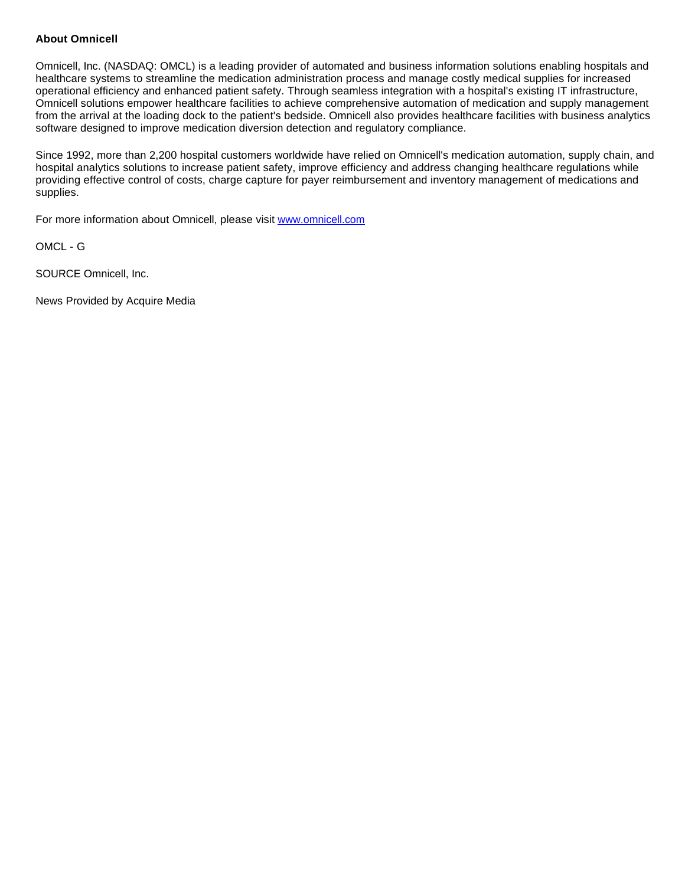**About Omnicell**

Omnicell, Inc. (NASDAQ: OMCL) is a leading provider of automated and business information solutions enabling hospitals and healthcare systems to streamline the medication administration process and manage costly medical supplies for increased operational efficiency and enhanced patient safety. Through seamless integration with a hospital's existing IT infrastructure, Omnicell solutions empower healthcare facilities to achieve comprehensive automation of medication and supply management from the arrival at the loading dock to the patient's bedside. Omnicell also provides healthcare facilities with business analytics software designed to improve medication diversion detection and regulatory compliance.

Since 1992, more than 2,200 hospital customers worldwide have relied on Omnicell's medication automation, supply chain, and hospital analytics solutions to increase patient safety, improve efficiency and address changing healthcare regulations while providing effective control of costs, charge capture for payer reimbursement and inventory management of medications and supplies.

For more information about Omnicell, please visit www.omnicell.com

OMCL - G

SOURCE Omnicell, Inc.

News Provided by Acquire Media